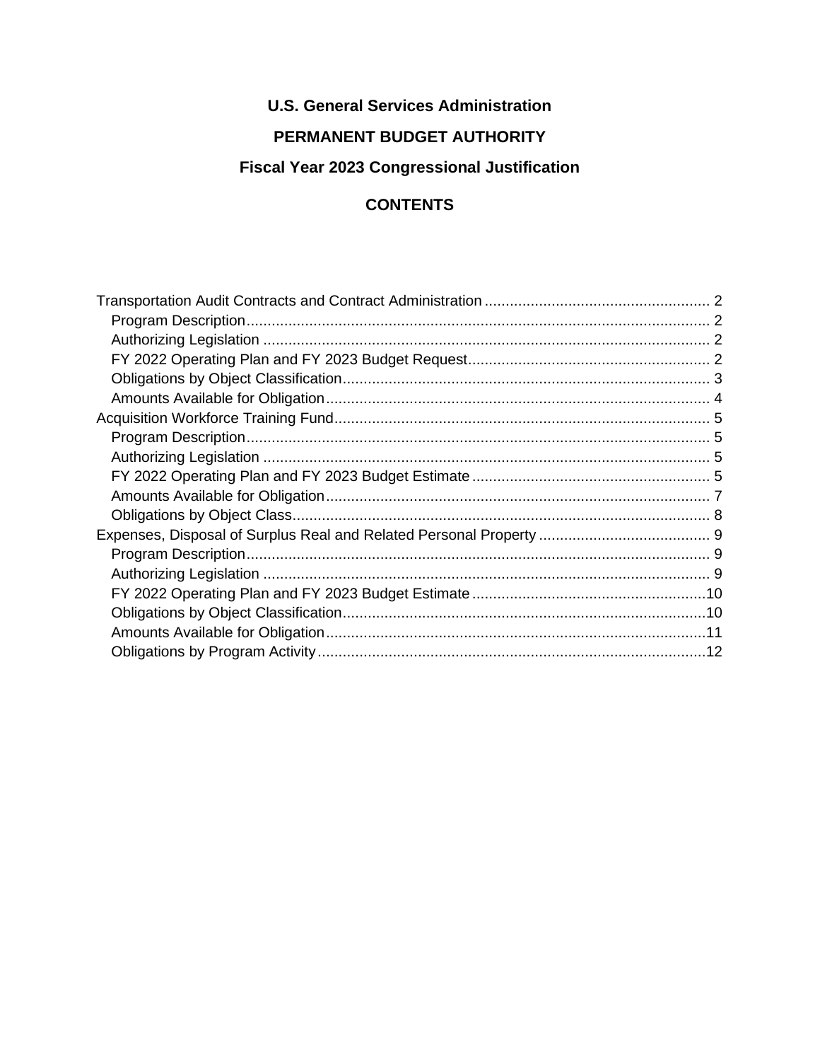**U.S. General Services Administration**

**PERMANENT BUDGET AUTHORITY**

**Fiscal Year 2023 Congressional Justification**

**CONTENTS**

- Transportation Audit Contracts and Contract Administration ..... 2
  - Program Description ..... 2
  - Authorizing Legislation ..... 2
  - FY 2022 Operating Plan and FY 2023 Budget Request ..... 2
  - Obligations by Object Classification ..... 3
  - Amounts Available for Obligation ..... 4
- Acquisition Workforce Training Fund ..... 5
  - Program Description ..... 5
  - Authorizing Legislation ..... 5
  - FY 2022 Operating Plan and FY 2023 Budget Estimate ..... 5
  - Amounts Available for Obligation ..... 7
  - Obligations by Object Class ..... 8
- Expenses, Disposal of Surplus Real and Related Personal Property ..... 9
  - Program Description ..... 9
  - Authorizing Legislation ..... 9
  - FY 2022 Operating Plan and FY 2023 Budget Estimate ..... 10
  - Obligations by Object Classification ..... 10
  - Amounts Available for Obligation ..... 11
  - Obligations by Program Activity ..... 12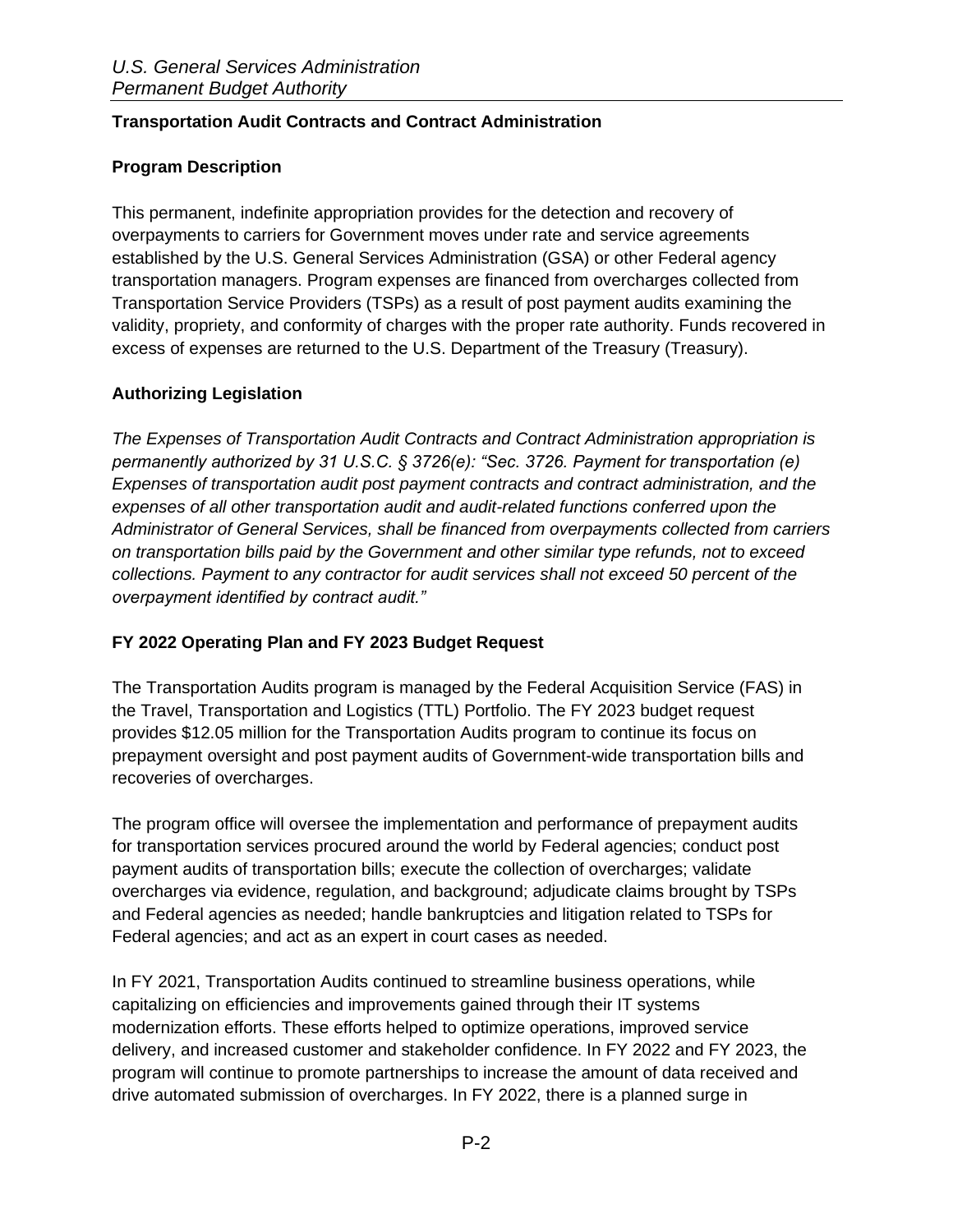## Transportation Audit Contracts and Contract Administration

### Program Description

This permanent, indefinite appropriation provides for the detection and recovery of overpayments to carriers for Government moves under rate and service agreements established by the U.S. General Services Administration (GSA) or other Federal agency transportation managers. Program expenses are financed from overcharges collected from Transportation Service Providers (TSPs) as a result of post payment audits examining the validity, propriety, and conformity of charges with the proper rate authority. Funds recovered in excess of expenses are returned to the U.S. Department of the Treasury (Treasury).

### Authorizing Legislation

*The Expenses of Transportation Audit Contracts and Contract Administration appropriation is permanently authorized by 31 U.S.C. § 3726(e): "Sec. 3726. Payment for transportation (e) Expenses of transportation audit post payment contracts and contract administration, and the expenses of all other transportation audit and audit-related functions conferred upon the Administrator of General Services, shall be financed from overpayments collected from carriers on transportation bills paid by the Government and other similar type refunds, not to exceed collections. Payment to any contractor for audit services shall not exceed 50 percent of the overpayment identified by contract audit."*

### FY 2022 Operating Plan and FY 2023 Budget Request

The Transportation Audits program is managed by the Federal Acquisition Service (FAS) in the Travel, Transportation and Logistics (TTL) Portfolio. The FY 2023 budget request provides $12.05 million for the Transportation Audits program to continue its focus on prepayment oversight and post payment audits of Government-wide transportation bills and recoveries of overcharges.

The program office will oversee the implementation and performance of prepayment audits for transportation services procured around the world by Federal agencies; conduct post payment audits of transportation bills; execute the collection of overcharges; validate overcharges via evidence, regulation, and background; adjudicate claims brought by TSPs and Federal agencies as needed; handle bankruptcies and litigation related to TSPs for Federal agencies; and act as an expert in court cases as needed.

In FY 2021, Transportation Audits continued to streamline business operations, while capitalizing on efficiencies and improvements gained through their IT systems modernization efforts. These efforts helped to optimize operations, improved service delivery, and increased customer and stakeholder confidence. In FY 2022 and FY 2023, the program will continue to promote partnerships to increase the amount of data received and drive automated submission of overcharges. In FY 2022, there is a planned surge in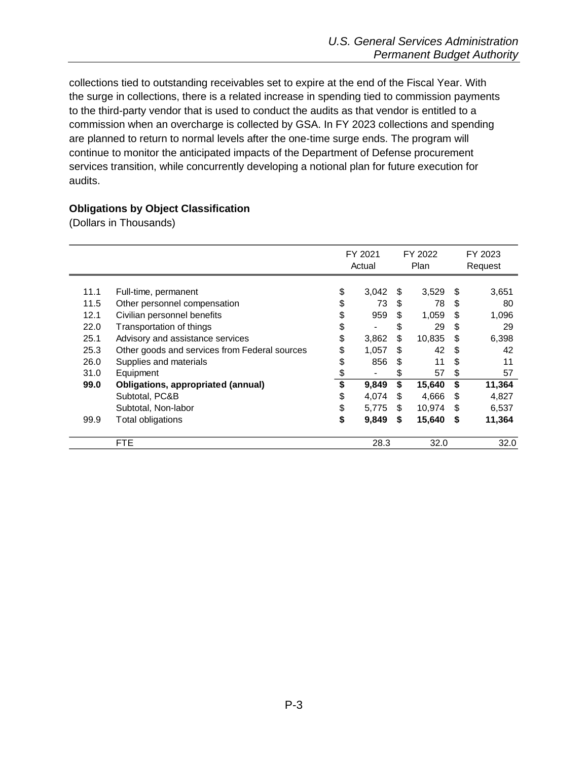collections tied to outstanding receivables set to expire at the end of the Fiscal Year. With the surge in collections, there is a related increase in spending tied to commission payments to the third-party vendor that is used to conduct the audits as that vendor is entitled to a commission when an overcharge is collected by GSA. In FY 2023 collections and spending are planned to return to normal levels after the one-time surge ends. The program will continue to monitor the anticipated impacts of the Department of Defense procurement services transition, while concurrently developing a notional plan for future execution for audits.

**Obligations by Object Classification**

(Dollars in Thousands)

| | | FY 2021 Actual | FY 2022 Plan | FY 2023 Request |
|---|---|---|---|---|
| 11.1 | Full-time, permanent | $ 3,042 | $ 3,529 | $ 3,651 |
| 11.5 | Other personnel compensation | $ 73 | $ 78 | $ 80 |
| 12.1 | Civilian personnel benefits | $ 959 | $ 1,059 | $ 1,096 |
| 22.0 | Transportation of things | $ - | $ 29 | $ 29 |
| 25.1 | Advisory and assistance services | $ 3,862 | $ 10,835 | $ 6,398 |
| 25.3 | Other goods and services from Federal sources | $ 1,057 | $ 42 | $ 42 |
| 26.0 | Supplies and materials | $ 856 | $ 11 | $ 11 |
| 31.0 | Equipment | $ - | $ 57 | $ 57 |
| **99.0** | **Obligations, appropriated (annual)** | **$ 9,849** | **$ 15,640** | **$ 11,364** |
| | Subtotal, PC&B | $ 4,074 | $ 4,666 | $ 4,827 |
| | Subtotal, Non-labor | $ 5,775 | $ 10,974 | $ 6,537 |
| 99.9 | Total obligations | **$ 9,849** | **$ 15,640** | **$ 11,364** |
| | FTE | 28.3 | 32.0 | 32.0 |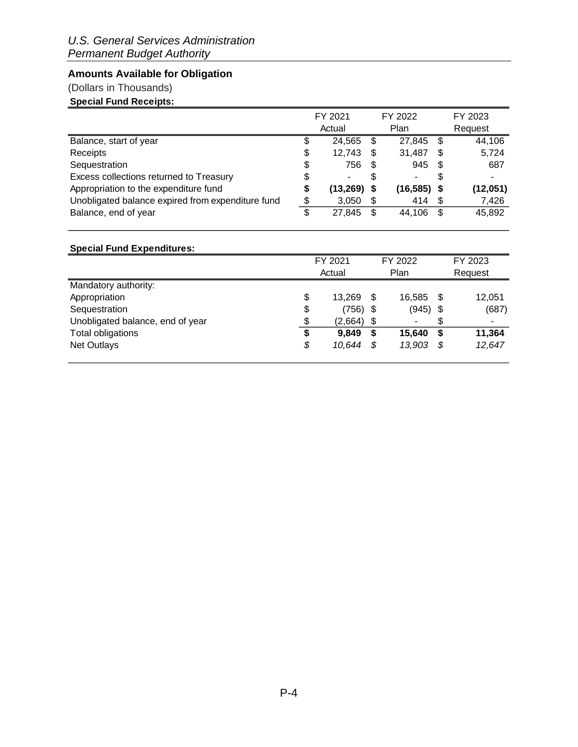*U.S. General Services Administration*
*Permanent Budget Authority*

## Amounts Available for Obligation

(Dollars in Thousands)

**Special Fund Receipts:**

| | FY 2021 Actual | FY 2022 Plan | FY 2023 Request |
|---|---|---|---|
| Balance, start of year | $ 24,565 | $ 27,845 | $ 44,106 |
| Receipts | $ 12,743 | $ 31,487 | $ 5,724 |
| Sequestration | $ 756 | $ 945 | $ 687 |
| Excess collections returned to Treasury | $ - | $ - | $ - |
| Appropriation to the expenditure fund | **$ (13,269)** | **$ (16,585)** | **$ (12,051)** |
| Unobligated balance expired from expenditure fund | $ 3,050 | $ 414 | $ 7,426 |
| Balance, end of year | $ 27,845 | $ 44,106 | $ 45,892 |

**Special Fund Expenditures:**

| | FY 2021 Actual | FY 2022 Plan | FY 2023 Request |
|---|---|---|---|
| Mandatory authority: | | | |
| Appropriation | $ 13,269 | $ 16,585 | $ 12,051 |
| Sequestration | $ (756) | $ (945) | $ (687) |
| Unobligated balance, end of year | $ (2,664) | $ - | $ - |
| Total obligations | **$ 9,849** | **$ 15,640** | **$ 11,364** |
| Net Outlays | *$ 10,644* | *$ 13,903* | *$ 12,647* |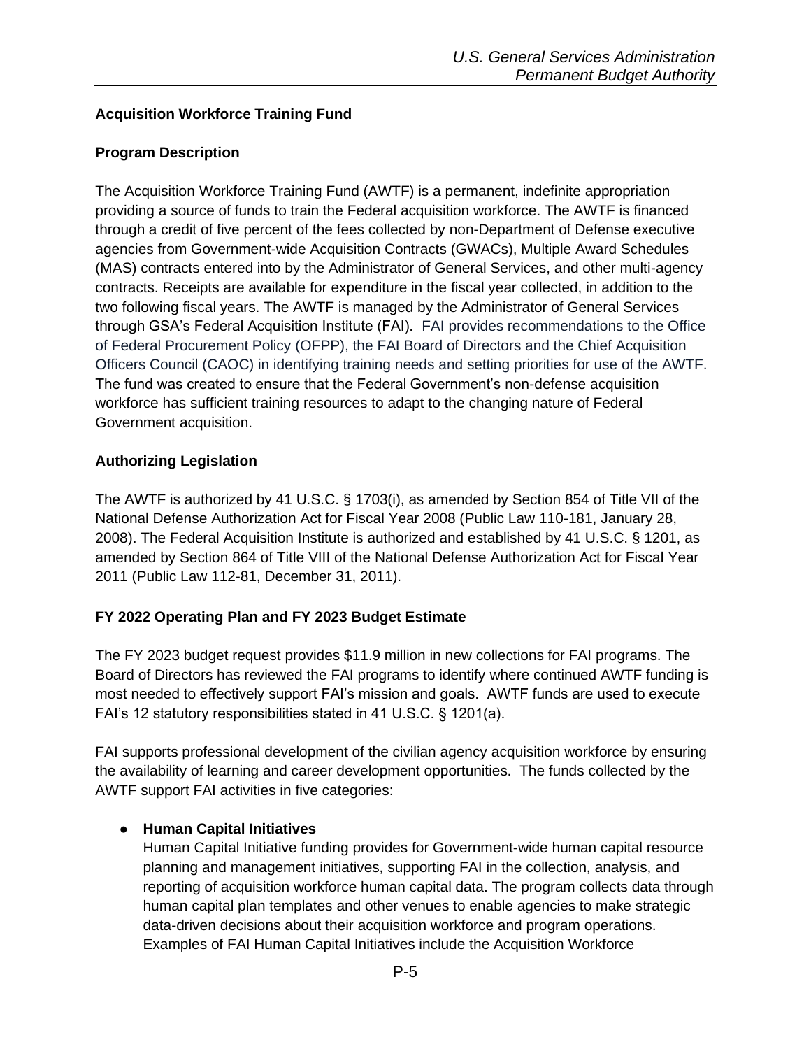**Acquisition Workforce Training Fund**

**Program Description**

The Acquisition Workforce Training Fund (AWTF) is a permanent, indefinite appropriation providing a source of funds to train the Federal acquisition workforce. The AWTF is financed through a credit of five percent of the fees collected by non-Department of Defense executive agencies from Government-wide Acquisition Contracts (GWACs), Multiple Award Schedules (MAS) contracts entered into by the Administrator of General Services, and other multi-agency contracts. Receipts are available for expenditure in the fiscal year collected, in addition to the two following fiscal years. The AWTF is managed by the Administrator of General Services through GSA's Federal Acquisition Institute (FAI). FAI provides recommendations to the Office of Federal Procurement Policy (OFPP), the FAI Board of Directors and the Chief Acquisition Officers Council (CAOC) in identifying training needs and setting priorities for use of the AWTF. The fund was created to ensure that the Federal Government's non-defense acquisition workforce has sufficient training resources to adapt to the changing nature of Federal Government acquisition.

**Authorizing Legislation**

The AWTF is authorized by 41 U.S.C. § 1703(i), as amended by Section 854 of Title VII of the National Defense Authorization Act for Fiscal Year 2008 (Public Law 110-181, January 28, 2008). The Federal Acquisition Institute is authorized and established by 41 U.S.C. § 1201, as amended by Section 864 of Title VIII of the National Defense Authorization Act for Fiscal Year 2011 (Public Law 112-81, December 31, 2011).

**FY 2022 Operating Plan and FY 2023 Budget Estimate**

The FY 2023 budget request provides $11.9 million in new collections for FAI programs. The Board of Directors has reviewed the FAI programs to identify where continued AWTF funding is most needed to effectively support FAI's mission and goals. AWTF funds are used to execute FAI's 12 statutory responsibilities stated in 41 U.S.C. § 1201(a).

FAI supports professional development of the civilian agency acquisition workforce by ensuring the availability of learning and career development opportunities. The funds collected by the AWTF support FAI activities in five categories:

- **Human Capital Initiatives**
  Human Capital Initiative funding provides for Government-wide human capital resource planning and management initiatives, supporting FAI in the collection, analysis, and reporting of acquisition workforce human capital data. The program collects data through human capital plan templates and other venues to enable agencies to make strategic data-driven decisions about their acquisition workforce and program operations. Examples of FAI Human Capital Initiatives include the Acquisition Workforce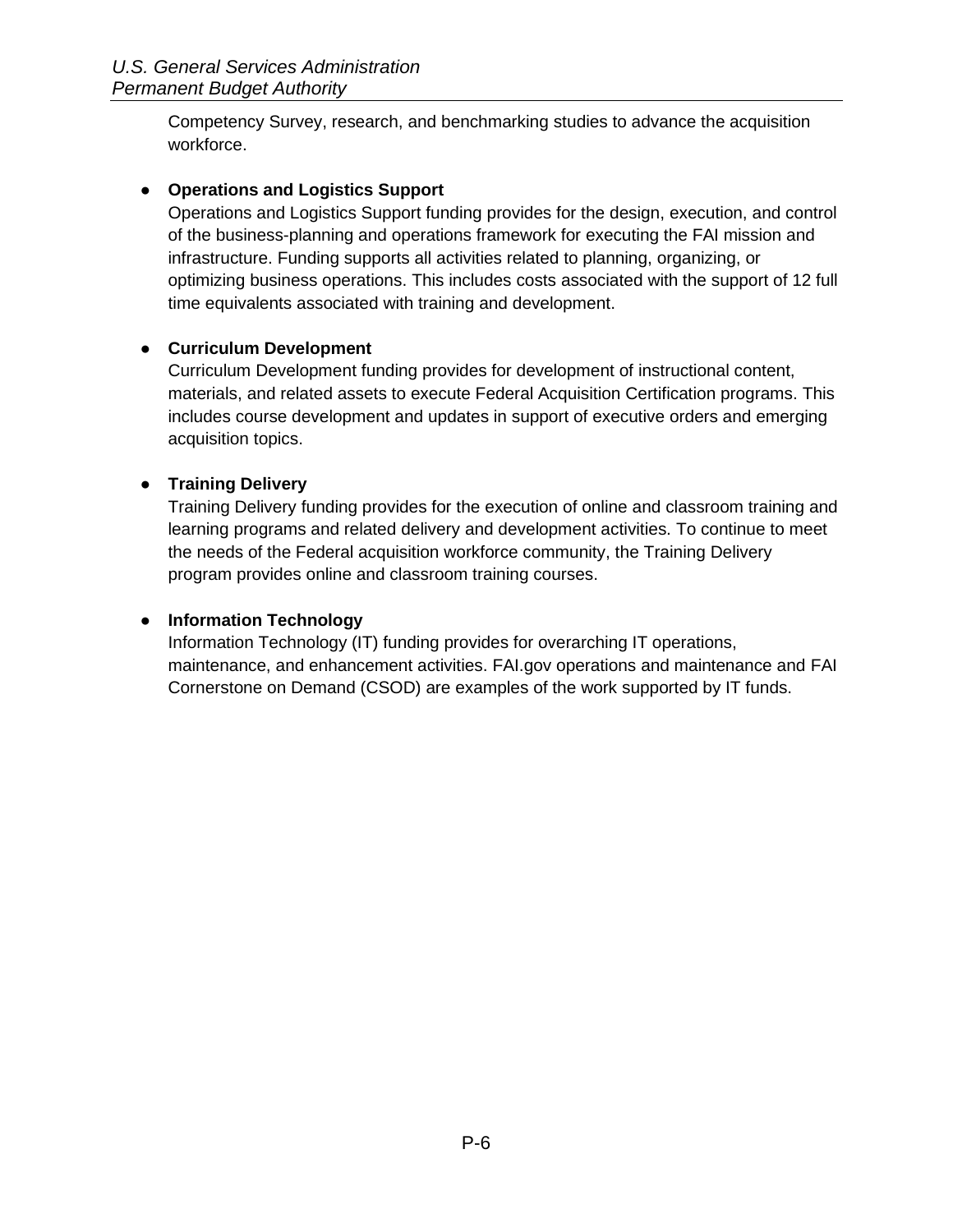Competency Survey, research, and benchmarking studies to advance the acquisition workforce.

- **Operations and Logistics Support**
  Operations and Logistics Support funding provides for the design, execution, and control of the business-planning and operations framework for executing the FAI mission and infrastructure. Funding supports all activities related to planning, organizing, or optimizing business operations. This includes costs associated with the support of 12 full time equivalents associated with training and development.

- **Curriculum Development**
  Curriculum Development funding provides for development of instructional content, materials, and related assets to execute Federal Acquisition Certification programs. This includes course development and updates in support of executive orders and emerging acquisition topics.

- **Training Delivery**
  Training Delivery funding provides for the execution of online and classroom training and learning programs and related delivery and development activities. To continue to meet the needs of the Federal acquisition workforce community, the Training Delivery program provides online and classroom training courses.

- **Information Technology**
  Information Technology (IT) funding provides for overarching IT operations, maintenance, and enhancement activities. FAI.gov operations and maintenance and FAI Cornerstone on Demand (CSOD) are examples of the work supported by IT funds.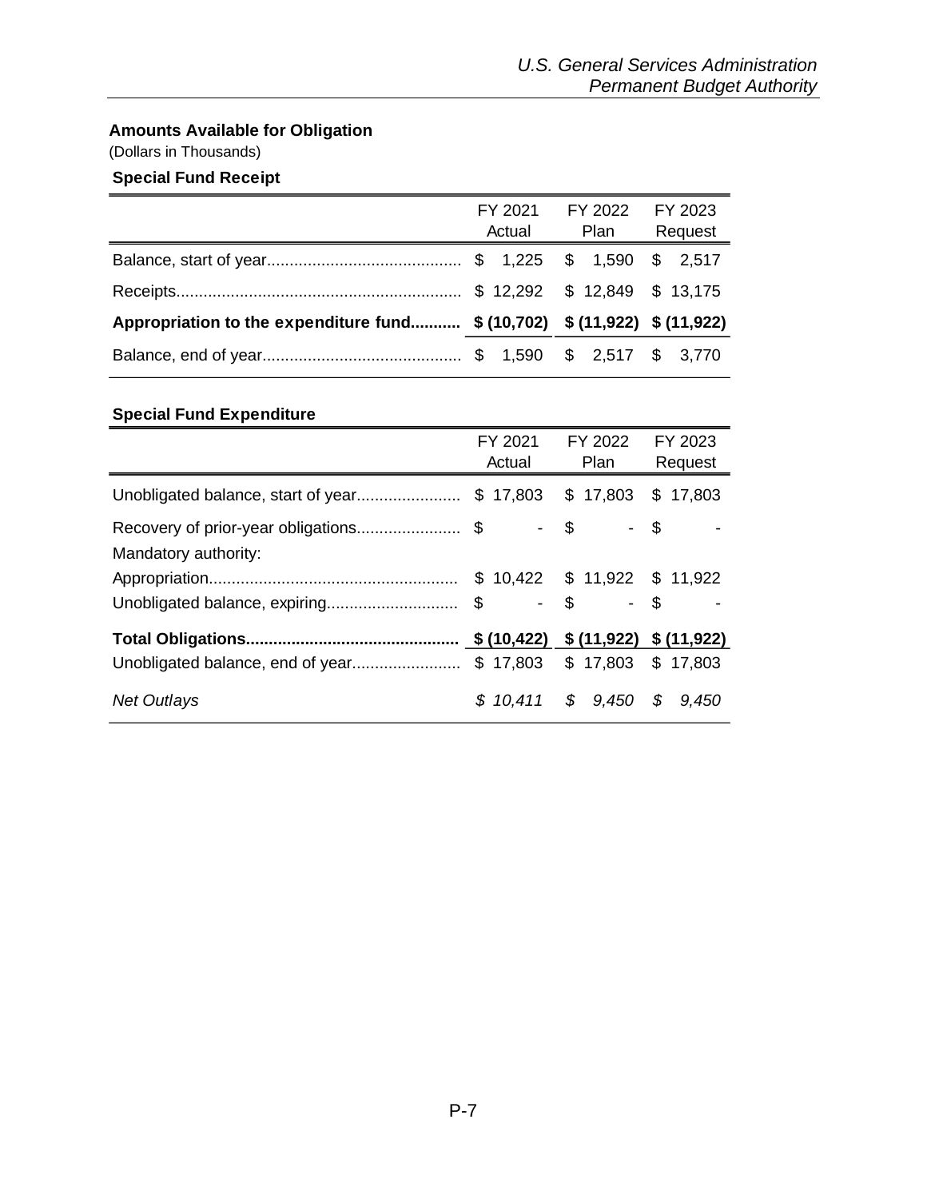## Amounts Available for Obligation

(Dollars in Thousands)

### Special Fund Receipt

| | FY 2021 Actual | FY 2022 Plan | FY 2023 Request |
|---|---|---|---|
| Balance, start of year | $ 1,225 | $ 1,590 | $ 2,517 |
| Receipts | $ 12,292 | $ 12,849 | $ 13,175 |
| **Appropriation to the expenditure fund** | **$ (10,702)** | **$ (11,922)** | **$ (11,922)** |
| Balance, end of year | $ 1,590 | $ 2,517 | $ 3,770 |

### Special Fund Expenditure

| | FY 2021 Actual | FY 2022 Plan | FY 2023 Request |
|---|---|---|---|
| Unobligated balance, start of year | $ 17,803 | $ 17,803 | $ 17,803 |
| Recovery of prior-year obligations | $ - | $ - | $ - |
| Mandatory authority: | | | |
| Appropriation | $ 10,422 | $ 11,922 | $ 11,922 |
| Unobligated balance, expiring | $ - | $ - | $ - |
| **Total Obligations** | **$ (10,422)** | **$ (11,922)** | **$ (11,922)** |
| Unobligated balance, end of year | $ 17,803 | $ 17,803 | $ 17,803 |
| *Net Outlays* | *$ 10,411* | *$ 9,450* | *$ 9,450* |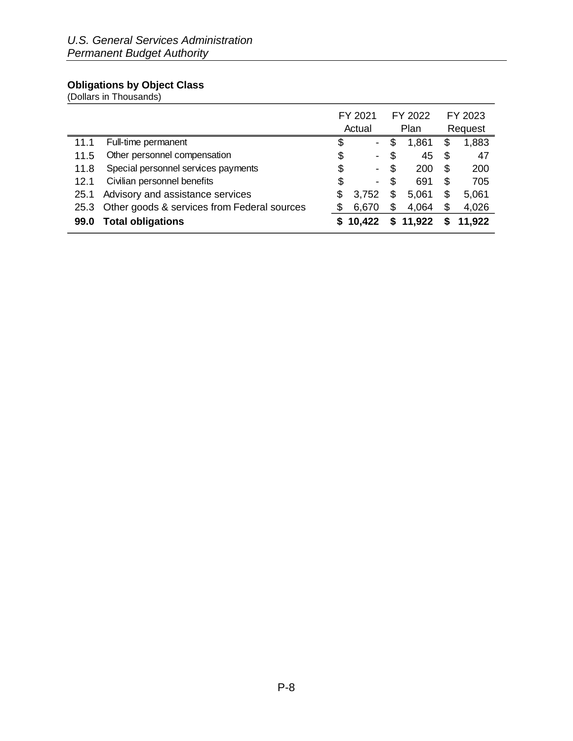*U.S. General Services Administration*
*Permanent Budget Authority*

**Obligations by Object Class**
(Dollars in Thousands)

| | | FY 2021 Actual | FY 2022 Plan | FY 2023 Request |
|---|---|---|---|---|
| 11.1 | Full-time permanent | $ - | $ 1,861 | $ 1,883 |
| 11.5 | Other personnel compensation | $ - | $ 45 | $ 47 |
| 11.8 | Special personnel services payments | $ - | $ 200 | $ 200 |
| 12.1 | Civilian personnel benefits | $ - | $ 691 | $ 705 |
| 25.1 | Advisory and assistance services | $ 3,752 | $ 5,061 | $ 5,061 |
| 25.3 | Other goods & services from Federal sources | $ 6,670 | $ 4,064 | $ 4,026 |
| **99.0** | **Total obligations** | **$ 10,422** | **$ 11,922** | **$ 11,922** |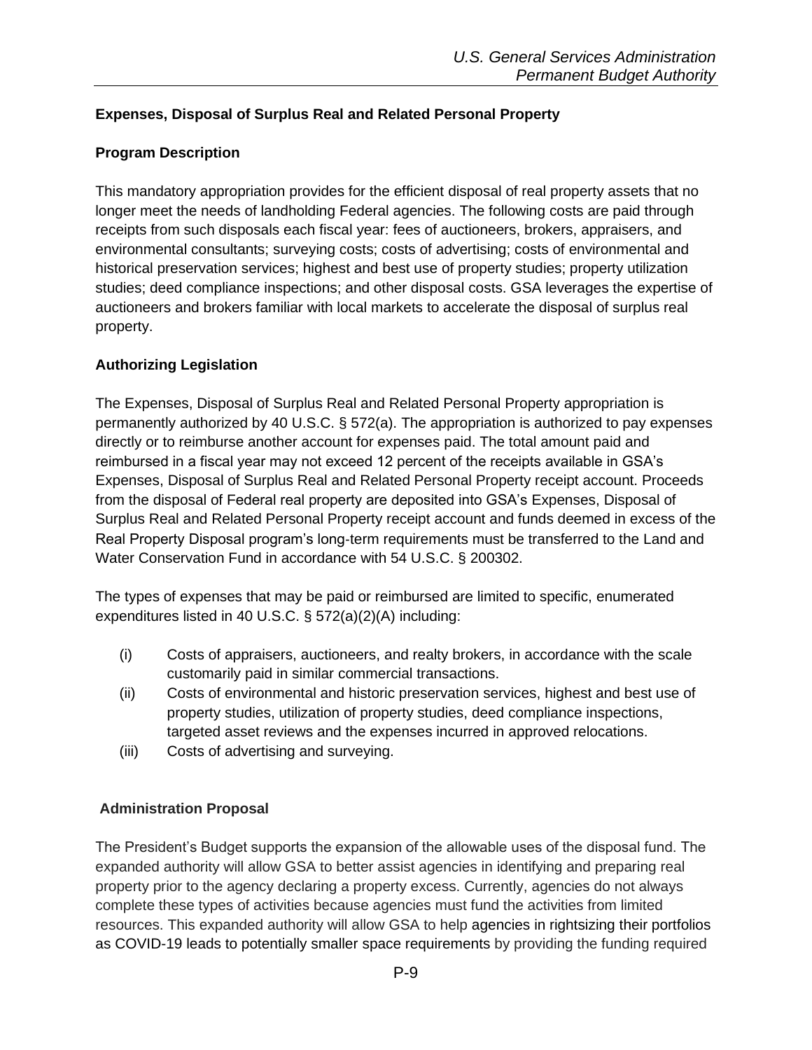### Expenses, Disposal of Surplus Real and Related Personal Property

#### Program Description

This mandatory appropriation provides for the efficient disposal of real property assets that no longer meet the needs of landholding Federal agencies. The following costs are paid through receipts from such disposals each fiscal year: fees of auctioneers, brokers, appraisers, and environmental consultants; surveying costs; costs of advertising; costs of environmental and historical preservation services; highest and best use of property studies; property utilization studies; deed compliance inspections; and other disposal costs. GSA leverages the expertise of auctioneers and brokers familiar with local markets to accelerate the disposal of surplus real property.

#### Authorizing Legislation

The Expenses, Disposal of Surplus Real and Related Personal Property appropriation is permanently authorized by 40 U.S.C. § 572(a). The appropriation is authorized to pay expenses directly or to reimburse another account for expenses paid. The total amount paid and reimbursed in a fiscal year may not exceed 12 percent of the receipts available in GSA's Expenses, Disposal of Surplus Real and Related Personal Property receipt account. Proceeds from the disposal of Federal real property are deposited into GSA's Expenses, Disposal of Surplus Real and Related Personal Property receipt account and funds deemed in excess of the Real Property Disposal program's long-term requirements must be transferred to the Land and Water Conservation Fund in accordance with 54 U.S.C. § 200302.

The types of expenses that may be paid or reimbursed are limited to specific, enumerated expenditures listed in 40 U.S.C. § 572(a)(2)(A) including:

(i) Costs of appraisers, auctioneers, and realty brokers, in accordance with the scale customarily paid in similar commercial transactions.

(ii) Costs of environmental and historic preservation services, highest and best use of property studies, utilization of property studies, deed compliance inspections, targeted asset reviews and the expenses incurred in approved relocations.

(iii) Costs of advertising and surveying.

#### Administration Proposal

The President's Budget supports the expansion of the allowable uses of the disposal fund. The expanded authority will allow GSA to better assist agencies in identifying and preparing real property prior to the agency declaring a property excess. Currently, agencies do not always complete these types of activities because agencies must fund the activities from limited resources. This expanded authority will allow GSA to help agencies in rightsizing their portfolios as COVID-19 leads to potentially smaller space requirements by providing the funding required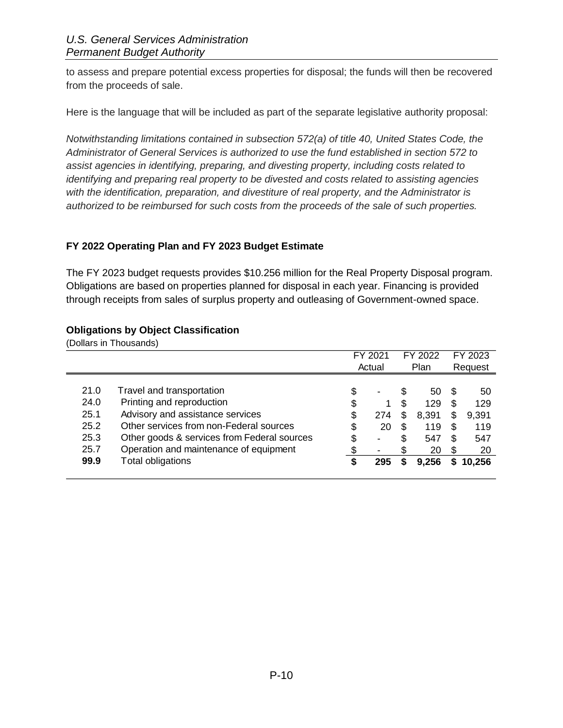to assess and prepare potential excess properties for disposal; the funds will then be recovered from the proceeds of sale.

Here is the language that will be included as part of the separate legislative authority proposal:

*Notwithstanding limitations contained in subsection 572(a) of title 40, United States Code, the Administrator of General Services is authorized to use the fund established in section 572 to assist agencies in identifying, preparing, and divesting property, including costs related to identifying and preparing real property to be divested and costs related to assisting agencies with the identification, preparation, and divestiture of real property, and the Administrator is authorized to be reimbursed for such costs from the proceeds of the sale of such properties.*

### FY 2022 Operating Plan and FY 2023 Budget Estimate

The FY 2023 budget requests provides $10.256 million for the Real Property Disposal program. Obligations are based on properties planned for disposal in each year. Financing is provided through receipts from sales of surplus property and outleasing of Government-owned space.

**Obligations by Object Classification**

(Dollars in Thousands)

| | | FY 2021 Actual | FY 2022 Plan | FY 2023 Request |
|---|---|---|---|---|
| 21.0 | Travel and transportation | $ - | $ 50 | $ 50 |
| 24.0 | Printing and reproduction | $ 1 | $ 129 | $ 129 |
| 25.1 | Advisory and assistance services | $ 274 | $ 8,391 | $ 9,391 |
| 25.2 | Other services from non-Federal sources | $ 20 | $ 119 | $ 119 |
| 25.3 | Other goods & services from Federal sources | $ - | $ 547 | $ 547 |
| 25.7 | Operation and maintenance of equipment | $ - | $ 20 | $ 20 |
| **99.9** | Total obligations | **$ 295** | **$ 9,256** | **$ 10,256** |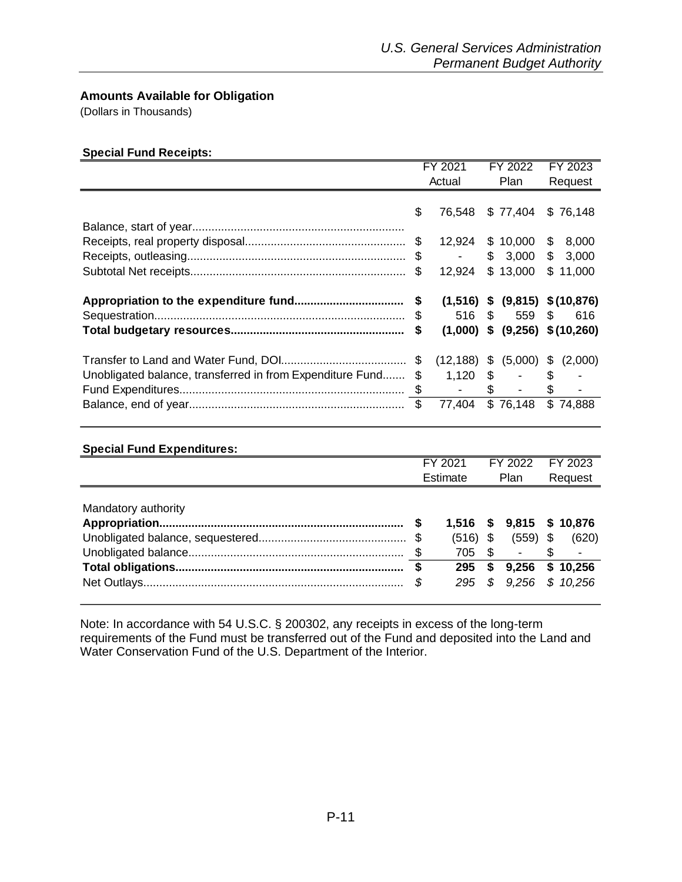## Amounts Available for Obligation

(Dollars in Thousands)

**Special Fund Receipts:**

| | FY 2021 Actual | FY 2022 Plan | FY 2023 Request |
|---|---|---|---|
| Balance, start of year | $ 76,548 | $ 77,404 | $ 76,148 |
| Receipts, real property disposal | $ 12,924 | $ 10,000 | $ 8,000 |
| Receipts, outleasing | $ - | $ 3,000 | $ 3,000 |
| Subtotal Net receipts | $ 12,924 | $ 13,000 | $ 11,000 |
| **Appropriation to the expenditure fund** | **$ (1,516)** | **$ (9,815)** | **$ (10,876)** |
| Sequestration | $ 516 | $ 559 | $ 616 |
| **Total budgetary resources** | **$ (1,000)** | **$ (9,256)** | **$ (10,260)** |
| Transfer to Land and Water Fund, DOI | $ (12,188) | $ (5,000) | $ (2,000) |
| Unobligated balance, transferred in from Expenditure Fund | $ 1,120 | $ - | $ - |
| Fund Expenditures | $ - | $ - | $ - |
| Balance, end of year | $ 77,404 | $ 76,148 | $ 74,888 |

**Special Fund Expenditures:**

| | FY 2021 Estimate | FY 2022 Plan | FY 2023 Request |
|---|---|---|---|
| Mandatory authority | | | |
| **Appropriation** | **$ 1,516** | **$ 9,815** | **$ 10,876** |
| Unobligated balance, sequestered | $ (516) | $ (559) | $ (620) |
| Unobligated balance | $ 705 | $ - | $ - |
| **Total obligations** | **$ 295** | **$ 9,256** | **$ 10,256** |
| *Net Outlays* | *$ 295* | *$ 9,256* | *$ 10,256* |

Note: In accordance with 54 U.S.C. § 200302, any receipts in excess of the long-term requirements of the Fund must be transferred out of the Fund and deposited into the Land and Water Conservation Fund of the U.S. Department of the Interior.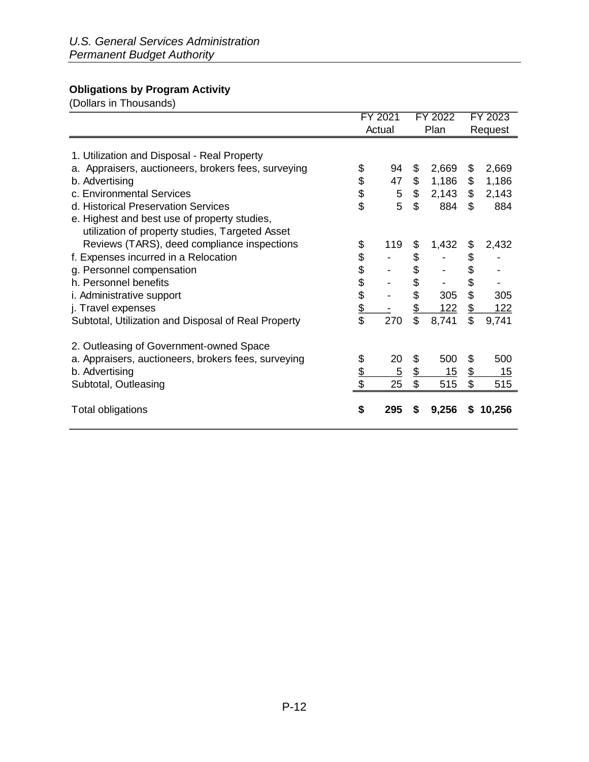*U.S. General Services Administration*
*Permanent Budget Authority*

**Obligations by Program Activity**
(Dollars in Thousands)

| | FY 2021 Actual | FY 2022 Plan | FY 2023 Request |
|---|---|---|---|
| 1. Utilization and Disposal - Real Property | | | |
| a. Appraisers, auctioneers, brokers fees, surveying | $ 94 | $ 2,669 | $ 2,669 |
| b. Advertising | $ 47 | $ 1,186 | $ 1,186 |
| c. Environmental Services | $ 5 | $ 2,143 | $ 2,143 |
| d. Historical Preservation Services | $ 5 | $ 884 | $ 884 |
| e. Highest and best use of property studies, utilization of property studies, Targeted Asset Reviews (TARS), deed compliance inspections | $ 119 | $ 1,432 | $ 2,432 |
| f. Expenses incurred in a Relocation | $ - | $ - | $ - |
| g. Personnel compensation | $ - | $ - | $ - |
| h. Personnel benefits | $ - | $ - | $ - |
| i. Administrative support | $ - | $ 305 | $ 305 |
| j. Travel expenses | $ - | $ 122 | $ 122 |
| Subtotal, Utilization and Disposal of Real Property | $ 270 | $ 8,741 | $ 9,741 |
| 2. Outleasing of Government-owned Space | | | |
| a. Appraisers, auctioneers, brokers fees, surveying | $ 20 | $ 500 | $ 500 |
| b. Advertising | $ 5 | $ 15 | $ 15 |
| Subtotal, Outleasing | $ 25 | $ 515 | $ 515 |
| Total obligations | **$ 295** | **$ 9,256** | **$ 10,256** |